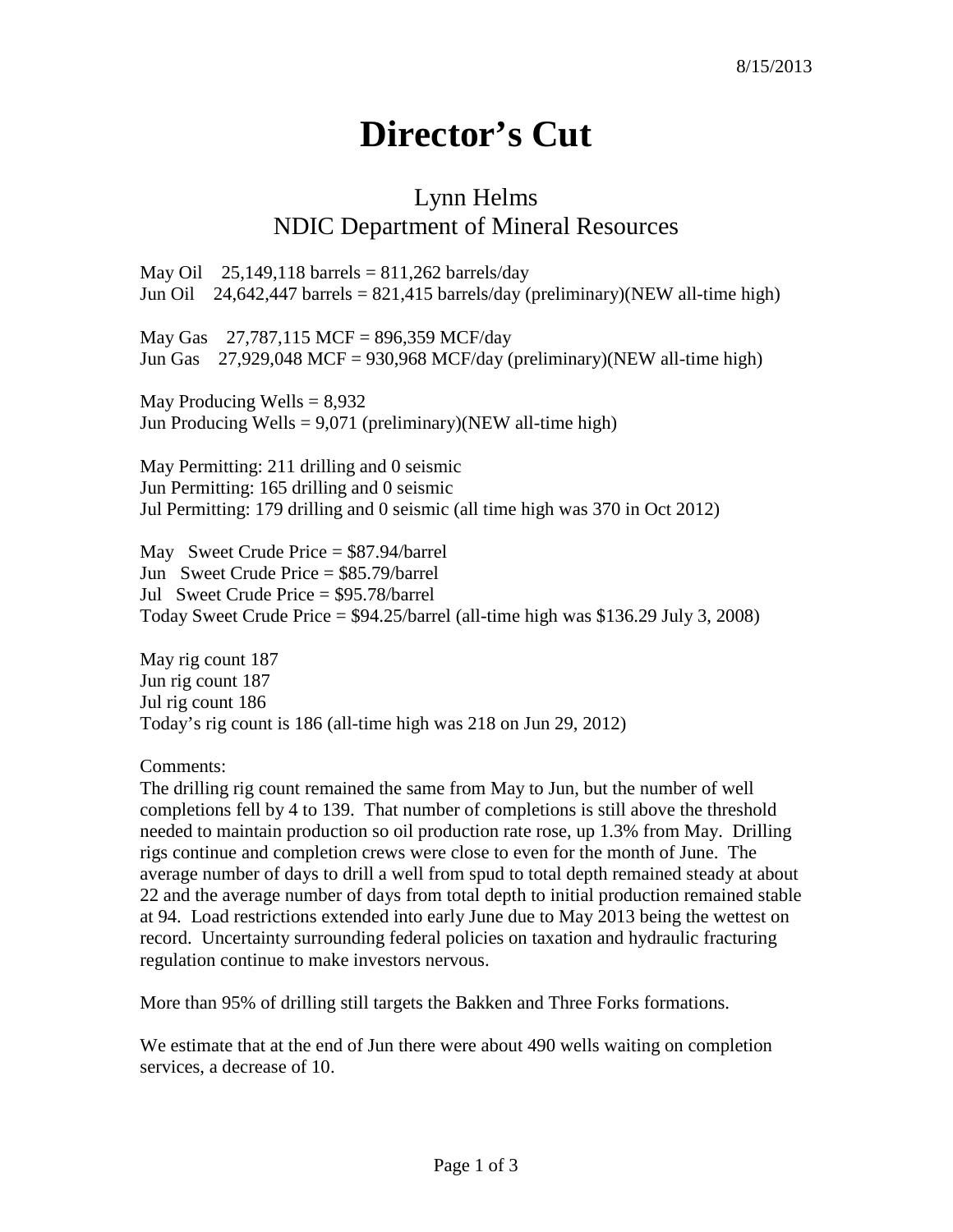8/15/2013

# Director's Cut

## Lynn Helms
## NDIC Department of Mineral Resources

May Oil 25,149,118 barrels = 811,262 barrels/day
Jun Oil 24,642,447 barrels = 821,415 barrels/day (preliminary)(NEW all-time high)

May Gas 27,787,115 MCF = 896,359 MCF/day
Jun Gas 27,929,048 MCF = 930,968 MCF/day (preliminary)(NEW all-time high)

May Producing Wells = 8,932
Jun Producing Wells = 9,071 (preliminary)(NEW all-time high)

May Permitting: 211 drilling and 0 seismic
Jun Permitting: 165 drilling and 0 seismic
Jul Permitting: 179 drilling and 0 seismic (all time high was 370 in Oct 2012)

May Sweet Crude Price = $87.94/barrel
Jun Sweet Crude Price = $85.79/barrel
Jul Sweet Crude Price = $95.78/barrel
Today Sweet Crude Price = $94.25/barrel (all-time high was $136.29 July 3, 2008)

May rig count 187
Jun rig count 187
Jul rig count 186
Today's rig count is 186 (all-time high was 218 on Jun 29, 2012)

Comments:
The drilling rig count remained the same from May to Jun, but the number of well completions fell by 4 to 139. That number of completions is still above the threshold needed to maintain production so oil production rate rose, up 1.3% from May. Drilling rigs continue and completion crews were close to even for the month of June. The average number of days to drill a well from spud to total depth remained steady at about 22 and the average number of days from total depth to initial production remained stable at 94. Load restrictions extended into early June due to May 2013 being the wettest on record. Uncertainty surrounding federal policies on taxation and hydraulic fracturing regulation continue to make investors nervous.

More than 95% of drilling still targets the Bakken and Three Forks formations.

We estimate that at the end of Jun there were about 490 wells waiting on completion services, a decrease of 10.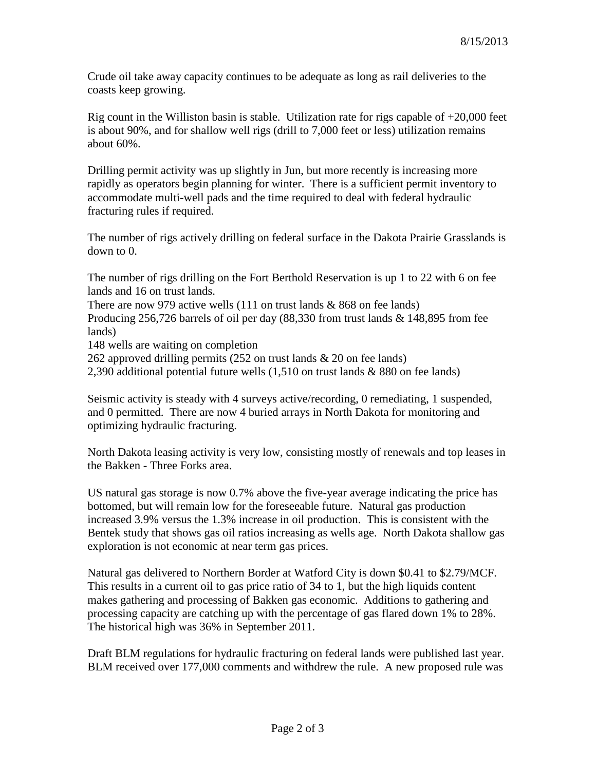8/15/2013

Crude oil take away capacity continues to be adequate as long as rail deliveries to the coasts keep growing.

Rig count in the Williston basin is stable. Utilization rate for rigs capable of +20,000 feet is about 90%, and for shallow well rigs (drill to 7,000 feet or less) utilization remains about 60%.

Drilling permit activity was up slightly in Jun, but more recently is increasing more rapidly as operators begin planning for winter. There is a sufficient permit inventory to accommodate multi-well pads and the time required to deal with federal hydraulic fracturing rules if required.

The number of rigs actively drilling on federal surface in the Dakota Prairie Grasslands is down to 0.

The number of rigs drilling on the Fort Berthold Reservation is up 1 to 22 with 6 on fee lands and 16 on trust lands.
There are now 979 active wells (111 on trust lands & 868 on fee lands)
Producing 256,726 barrels of oil per day (88,330 from trust lands & 148,895 from fee lands)
148 wells are waiting on completion
262 approved drilling permits (252 on trust lands & 20 on fee lands)
2,390 additional potential future wells (1,510 on trust lands & 880 on fee lands)

Seismic activity is steady with 4 surveys active/recording, 0 remediating, 1 suspended, and 0 permitted. There are now 4 buried arrays in North Dakota for monitoring and optimizing hydraulic fracturing.

North Dakota leasing activity is very low, consisting mostly of renewals and top leases in the Bakken - Three Forks area.

US natural gas storage is now 0.7% above the five-year average indicating the price has bottomed, but will remain low for the foreseeable future. Natural gas production increased 3.9% versus the 1.3% increase in oil production. This is consistent with the Bentek study that shows gas oil ratios increasing as wells age. North Dakota shallow gas exploration is not economic at near term gas prices.

Natural gas delivered to Northern Border at Watford City is down $0.41 to $2.79/MCF. This results in a current oil to gas price ratio of 34 to 1, but the high liquids content makes gathering and processing of Bakken gas economic. Additions to gathering and processing capacity are catching up with the percentage of gas flared down 1% to 28%. The historical high was 36% in September 2011.

Draft BLM regulations for hydraulic fracturing on federal lands were published last year. BLM received over 177,000 comments and withdrew the rule. A new proposed rule was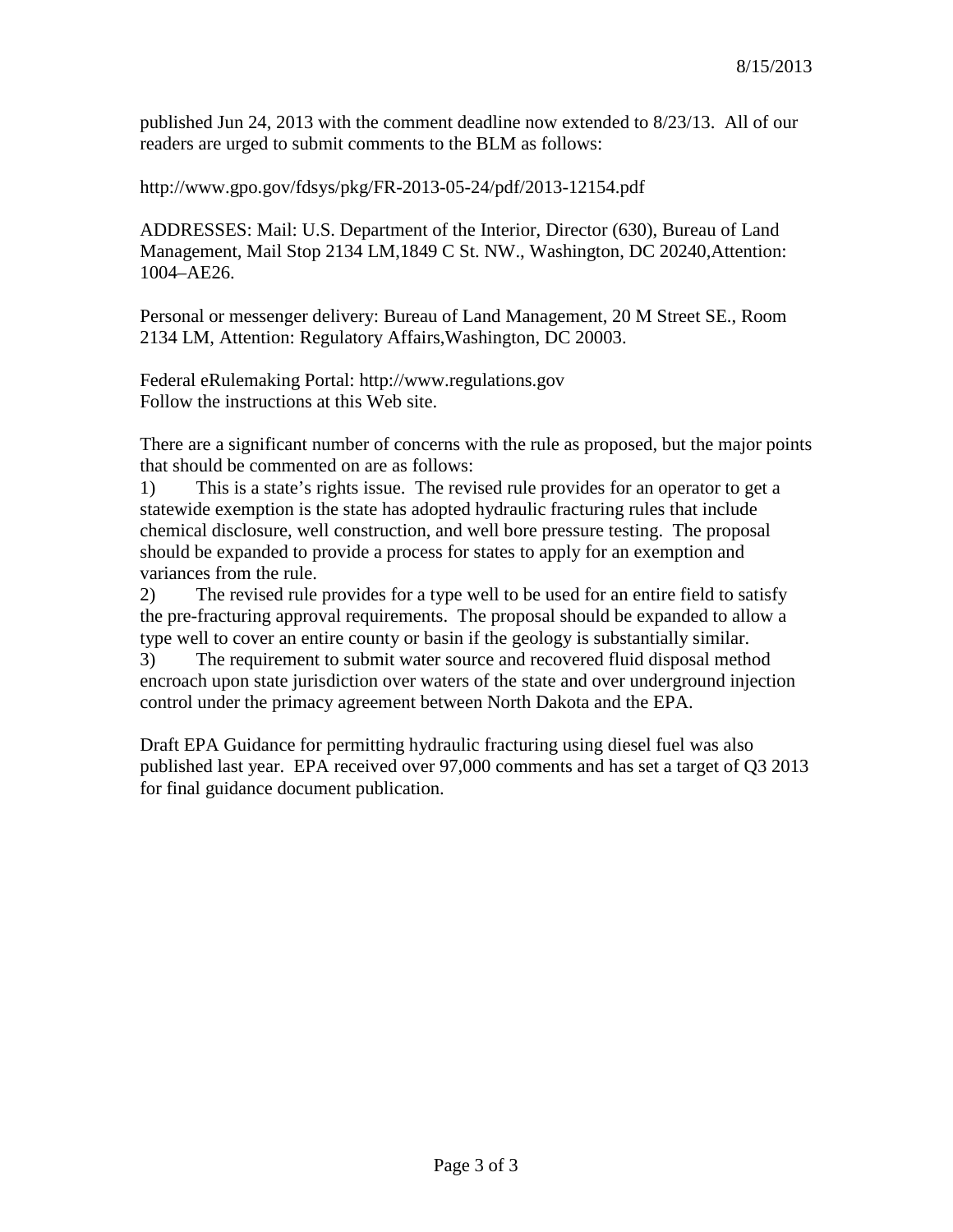published Jun 24, 2013 with the comment deadline now extended to 8/23/13. All of our readers are urged to submit comments to the BLM as follows:

http://www.gpo.gov/fdsys/pkg/FR-2013-05-24/pdf/2013-12154.pdf

ADDRESSES: Mail: U.S. Department of the Interior, Director (630), Bureau of Land Management, Mail Stop 2134 LM,1849 C St. NW., Washington, DC 20240,Attention: 1004–AE26.

Personal or messenger delivery: Bureau of Land Management, 20 M Street SE., Room 2134 LM, Attention: Regulatory Affairs,Washington, DC 20003.

Federal eRulemaking Portal: http://www.regulations.gov
Follow the instructions at this Web site.

There are a significant number of concerns with the rule as proposed, but the major points that should be commented on are as follows:

1) This is a state's rights issue. The revised rule provides for an operator to get a statewide exemption is the state has adopted hydraulic fracturing rules that include chemical disclosure, well construction, and well bore pressure testing. The proposal should be expanded to provide a process for states to apply for an exemption and variances from the rule.
2) The revised rule provides for a type well to be used for an entire field to satisfy the pre-fracturing approval requirements. The proposal should be expanded to allow a type well to cover an entire county or basin if the geology is substantially similar.
3) The requirement to submit water source and recovered fluid disposal method encroach upon state jurisdiction over waters of the state and over underground injection control under the primacy agreement between North Dakota and the EPA.

Draft EPA Guidance for permitting hydraulic fracturing using diesel fuel was also published last year. EPA received over 97,000 comments and has set a target of Q3 2013 for final guidance document publication.